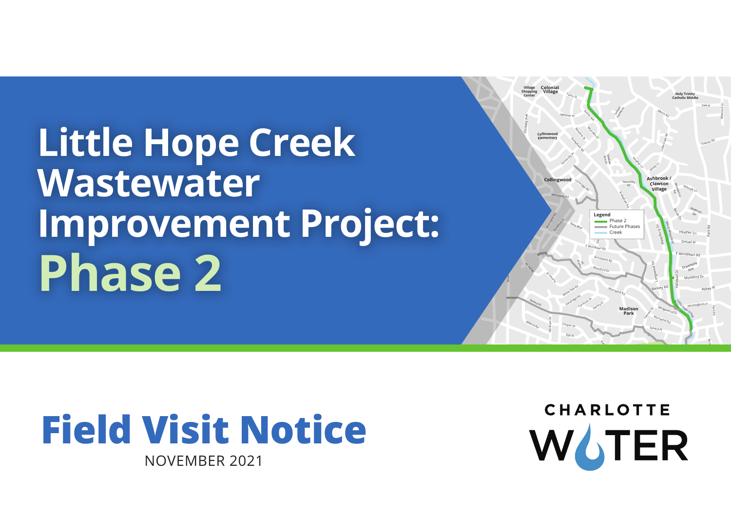# Little Hope Creek Wastewater Improvement Project: Phase 2

Legend
- Phase 2
- Future Phases
- Creek

## Field Visit Notice

NOVEMBER 2021

CHARLOTTE WATER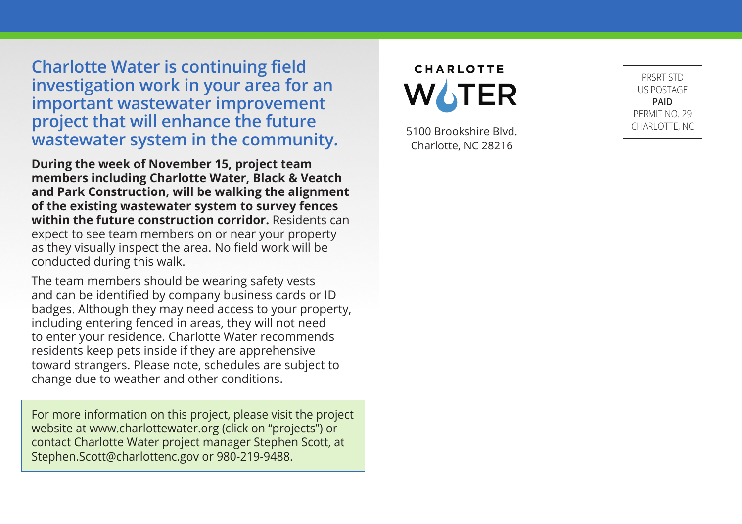## Charlotte Water is continuing field investigation work in your area for an important wastewater improvement project that will enhance the future wastewater system in the community.

**During the week of November 15, project team members including Charlotte Water, Black & Veatch and Park Construction, will be walking the alignment of the existing wastewater system to survey fences within the future construction corridor.** Residents can expect to see team members on or near your property as they visually inspect the area. No field work will be conducted during this walk.

The team members should be wearing safety vests and can be identified by company business cards or ID badges. Although they may need access to your property, including entering fenced in areas, they will not need to enter your residence. Charlotte Water recommends residents keep pets inside if they are apprehensive toward strangers. Please note, schedules are subject to change due to weather and other conditions.

For more information on this project, please visit the project website at www.charlottewater.org (click on "projects") or contact Charlotte Water project manager Stephen Scott, at Stephen.Scott@charlottenc.gov or 980-219-9488.

CHARLOTTE WATER

5100 Brookshire Blvd.
Charlotte, NC 28216

PRSRT STD
US POSTAGE
**PAID**
PERMIT NO. 29
CHARLOTTE, NC